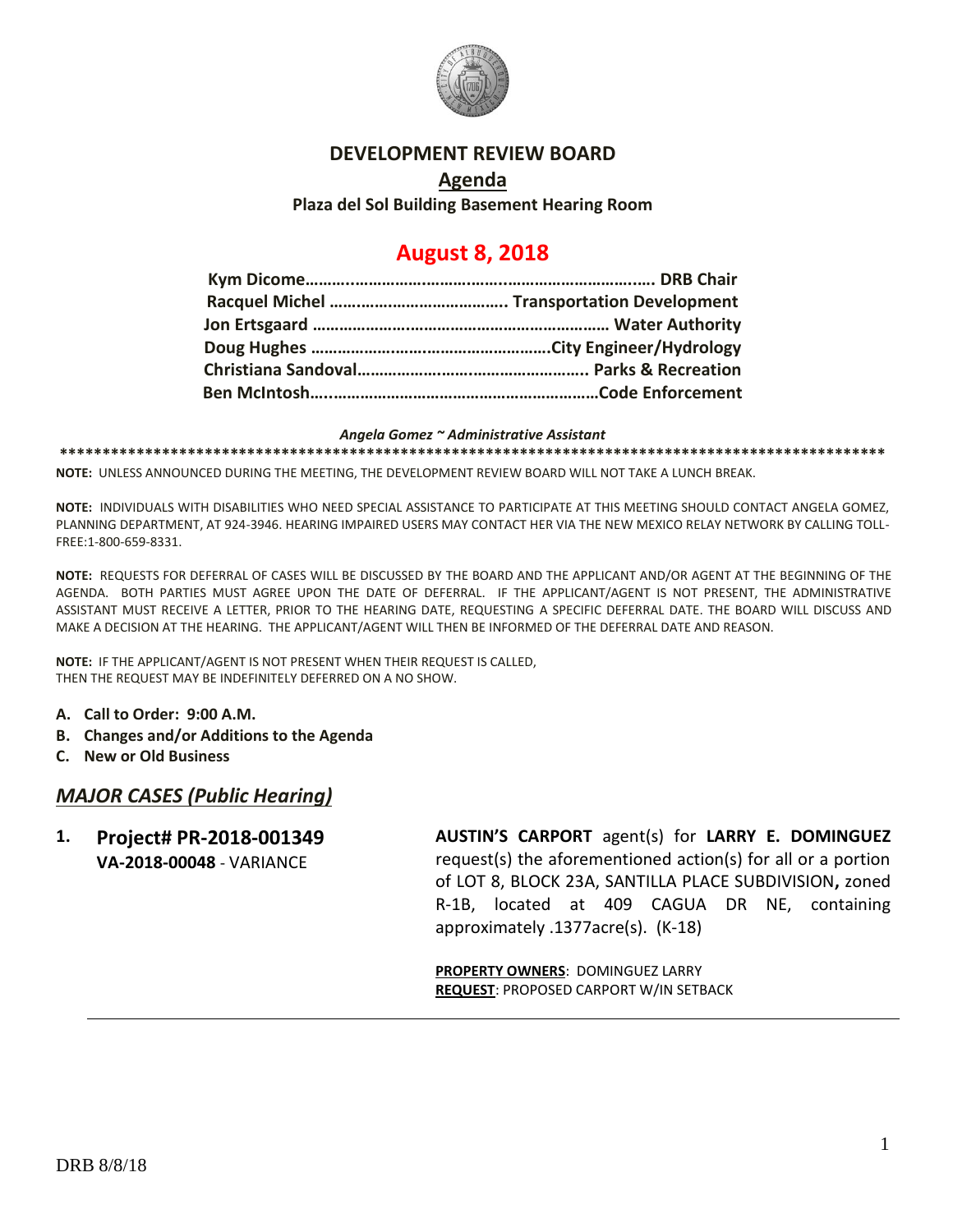# DEVELOPMENT REVIEW BOARD

## Agenda

**Plaza del Sol Building Basement Hearing Room**

## August 8, 2018

**Kym Dicome……………………………………………………………… DRB Chair**
**Racquel Michel ………………………………….. Transportation Development**
**Jon Ertsgaard ……………………………………………………… Water Authority**
**Doug Hughes ………………………………………………City Engineer/Hydrology**
**Christiana Sandoval…………………………………………….. Parks & Recreation**
**Ben McIntosh…………………………………………………………Code Enforcement**

***Angela Gomez ~ Administrative Assistant***

****************************************************************************************************

**NOTE:** UNLESS ANNOUNCED DURING THE MEETING, THE DEVELOPMENT REVIEW BOARD WILL NOT TAKE A LUNCH BREAK.

**NOTE:** INDIVIDUALS WITH DISABILITIES WHO NEED SPECIAL ASSISTANCE TO PARTICIPATE AT THIS MEETING SHOULD CONTACT ANGELA GOMEZ, PLANNING DEPARTMENT, AT 924-3946. HEARING IMPAIRED USERS MAY CONTACT HER VIA THE NEW MEXICO RELAY NETWORK BY CALLING TOLL-FREE:1-800-659-8331.

**NOTE:** REQUESTS FOR DEFERRAL OF CASES WILL BE DISCUSSED BY THE BOARD AND THE APPLICANT AND/OR AGENT AT THE BEGINNING OF THE AGENDA. BOTH PARTIES MUST AGREE UPON THE DATE OF DEFERRAL. IF THE APPLICANT/AGENT IS NOT PRESENT, THE ADMINISTRATIVE ASSISTANT MUST RECEIVE A LETTER, PRIOR TO THE HEARING DATE, REQUESTING A SPECIFIC DEFERRAL DATE. THE BOARD WILL DISCUSS AND MAKE A DECISION AT THE HEARING. THE APPLICANT/AGENT WILL THEN BE INFORMED OF THE DEFERRAL DATE AND REASON.

**NOTE:** IF THE APPLICANT/AGENT IS NOT PRESENT WHEN THEIR REQUEST IS CALLED, THEN THE REQUEST MAY BE INDEFINITELY DEFERRED ON A NO SHOW.

**A. Call to Order: 9:00 A.M.**
**B. Changes and/or Additions to the Agenda**
**C. New or Old Business**

## *MAJOR CASES (Public Hearing)*

**1. Project# PR-2018-001349**
**VA-2018-00048** - VARIANCE

**AUSTIN'S CARPORT** agent(s) for **LARRY E. DOMINGUEZ** request(s) the aforementioned action(s) for all or a portion of LOT 8, BLOCK 23A, SANTILLA PLACE SUBDIVISION**,** zoned R-1B, located at 409 CAGUA DR NE, containing approximately .1377acre(s). (K-18)

**PROPERTY OWNERS**: DOMINGUEZ LARRY
**REQUEST**: PROPOSED CARPORT W/IN SETBACK

---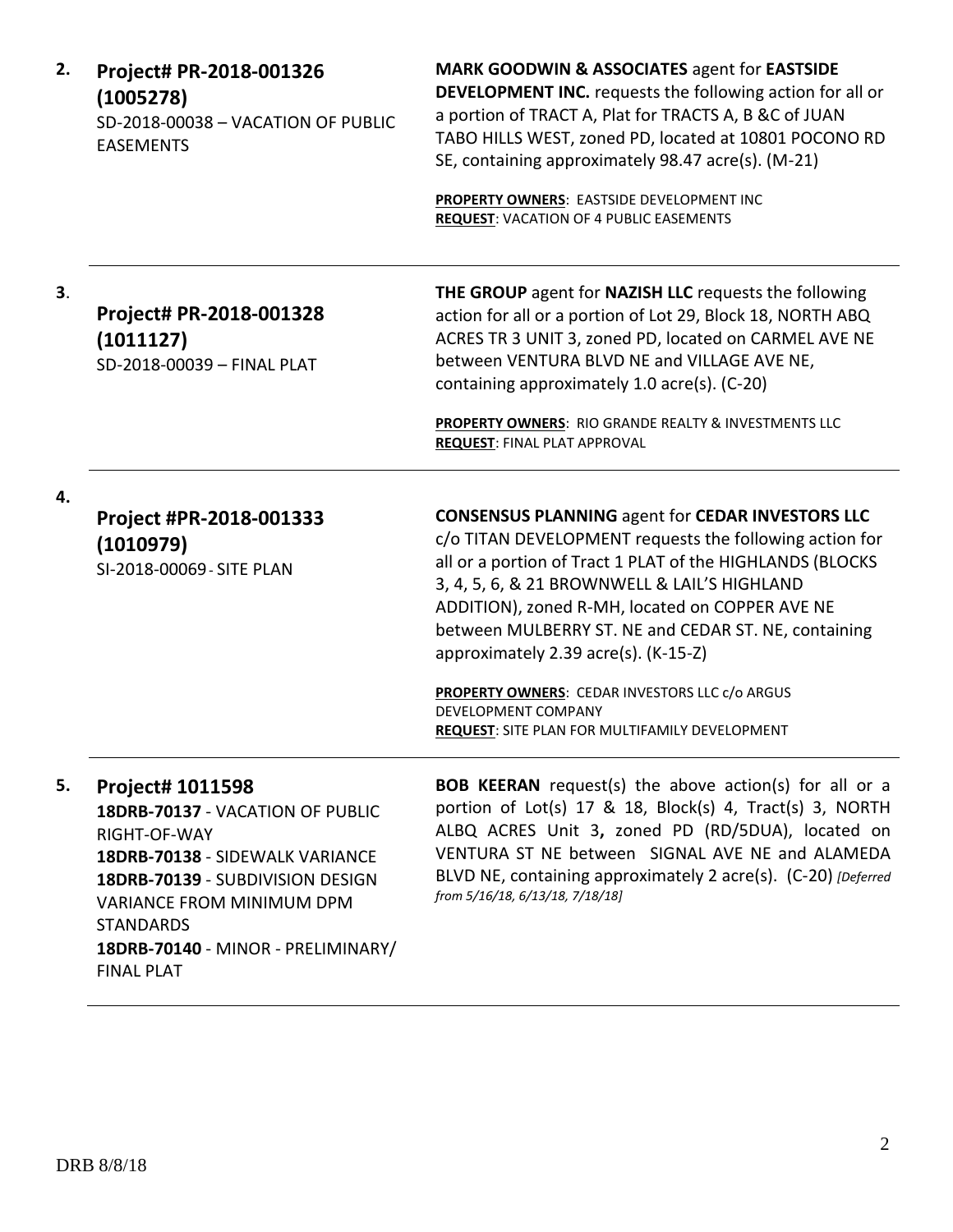**2. Project# PR-2018-001326 (1005278)**
SD-2018-00038 – VACATION OF PUBLIC EASEMENTS

**MARK GOODWIN & ASSOCIATES** agent for **EASTSIDE DEVELOPMENT INC.** requests the following action for all or a portion of TRACT A, Plat for TRACTS A, B &C of JUAN TABO HILLS WEST, zoned PD, located at 10801 POCONO RD SE, containing approximately 98.47 acre(s). (M-21)

**PROPERTY OWNERS**: EASTSIDE DEVELOPMENT INC
**REQUEST**: VACATION OF 4 PUBLIC EASEMENTS

---

**3. Project# PR-2018-001328 (1011127)**
SD-2018-00039 – FINAL PLAT

**THE GROUP** agent for **NAZISH LLC** requests the following action for all or a portion of Lot 29, Block 18, NORTH ABQ ACRES TR 3 UNIT 3, zoned PD, located on CARMEL AVE NE between VENTURA BLVD NE and VILLAGE AVE NE, containing approximately 1.0 acre(s). (C-20)

**PROPERTY OWNERS**: RIO GRANDE REALTY & INVESTMENTS LLC
**REQUEST**: FINAL PLAT APPROVAL

---

**4. Project #PR-2018-001333 (1010979)**
SI-2018-00069 - SITE PLAN

**CONSENSUS PLANNING** agent for **CEDAR INVESTORS LLC** c/o TITAN DEVELOPMENT requests the following action for all or a portion of Tract 1 PLAT of the HIGHLANDS (BLOCKS 3, 4, 5, 6, & 21 BROWNWELL & LAIL'S HIGHLAND ADDITION), zoned R-MH, located on COPPER AVE NE between MULBERRY ST. NE and CEDAR ST. NE, containing approximately 2.39 acre(s). (K-15-Z)

**PROPERTY OWNERS**: CEDAR INVESTORS LLC c/o ARGUS DEVELOPMENT COMPANY
**REQUEST**: SITE PLAN FOR MULTIFAMILY DEVELOPMENT

---

**5. Project# 1011598**
**18DRB-70137** - VACATION OF PUBLIC RIGHT-OF-WAY
**18DRB-70138** - SIDEWALK VARIANCE
**18DRB-70139** - SUBDIVISION DESIGN VARIANCE FROM MINIMUM DPM STANDARDS
**18DRB-70140** - MINOR - PRELIMINARY/ FINAL PLAT

**BOB KEERAN** request(s) the above action(s) for all or a portion of Lot(s) 17 & 18, Block(s) 4, Tract(s) 3, NORTH ALBQ ACRES Unit 3**,** zoned PD (RD/5DUA), located on VENTURA ST NE between SIGNAL AVE NE and ALAMEDA BLVD NE, containing approximately 2 acre(s). (C-20) *[Deferred from 5/16/18, 6/13/18, 7/18/18]*

---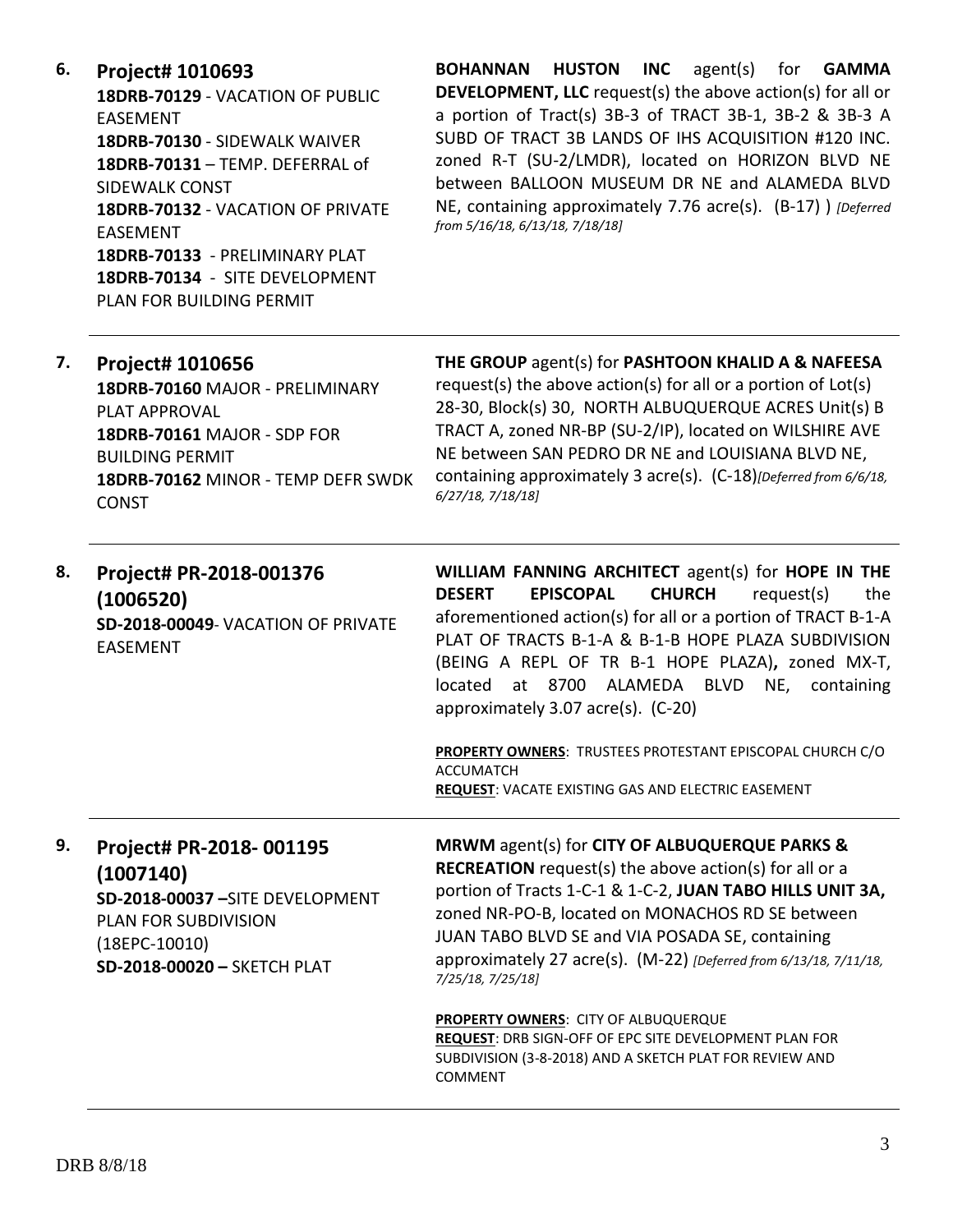**6. Project# 1010693**

**18DRB-70129** - VACATION OF PUBLIC EASEMENT
**18DRB-70130** - SIDEWALK WAIVER
**18DRB-70131** – TEMP. DEFERRAL of SIDEWALK CONST
**18DRB-70132** - VACATION OF PRIVATE EASEMENT
**18DRB-70133** - PRELIMINARY PLAT
**18DRB-70134** - SITE DEVELOPMENT PLAN FOR BUILDING PERMIT

**BOHANNAN HUSTON INC** agent(s) for **GAMMA DEVELOPMENT, LLC** request(s) the above action(s) for all or a portion of Tract(s) 3B-3 of TRACT 3B-1, 3B-2 & 3B-3 A SUBD OF TRACT 3B LANDS OF IHS ACQUISITION #120 INC. zoned R-T (SU-2/LMDR), located on HORIZON BLVD NE between BALLOON MUSEUM DR NE and ALAMEDA BLVD NE, containing approximately 7.76 acre(s). (B-17) ) *[Deferred from 5/16/18, 6/13/18, 7/18/18]*

---

**7. Project# 1010656**

**18DRB-70160** MAJOR - PRELIMINARY PLAT APPROVAL
**18DRB-70161** MAJOR - SDP FOR BUILDING PERMIT
**18DRB-70162** MINOR - TEMP DEFR SWDK CONST

**THE GROUP** agent(s) for **PASHTOON KHALID A & NAFEESA** request(s) the above action(s) for all or a portion of Lot(s) 28-30, Block(s) 30, NORTH ALBUQUERQUE ACRES Unit(s) B TRACT A, zoned NR-BP (SU-2/IP), located on WILSHIRE AVE NE between SAN PEDRO DR NE and LOUISIANA BLVD NE, containing approximately 3 acre(s). (C-18)*[Deferred from 6/6/18, 6/27/18, 7/18/18]*

---

**8. Project# PR-2018-001376 (1006520)**

**SD-2018-00049**- VACATION OF PRIVATE EASEMENT

**WILLIAM FANNING ARCHITECT** agent(s) for **HOPE IN THE DESERT EPISCOPAL CHURCH** request(s) the aforementioned action(s) for all or a portion of TRACT B-1-A PLAT OF TRACTS B-1-A & B-1-B HOPE PLAZA SUBDIVISION (BEING A REPL OF TR B-1 HOPE PLAZA)**,** zoned MX-T, located at 8700 ALAMEDA BLVD NE, containing approximately 3.07 acre(s). (C-20)

**PROPERTY OWNERS**: TRUSTEES PROTESTANT EPISCOPAL CHURCH C/O ACCUMATCH
**REQUEST**: VACATE EXISTING GAS AND ELECTRIC EASEMENT

---

**9. Project# PR-2018- 001195 (1007140)**

**SD-2018-00037** –SITE DEVELOPMENT PLAN FOR SUBDIVISION (18EPC-10010)
**SD-2018-00020 –** SKETCH PLAT

**MRWM** agent(s) for **CITY OF ALBUQUERQUE PARKS & RECREATION** request(s) the above action(s) for all or a portion of Tracts 1-C-1 & 1-C-2, **JUAN TABO HILLS UNIT 3A,** zoned NR-PO-B, located on MONACHOS RD SE between JUAN TABO BLVD SE and VIA POSADA SE, containing approximately 27 acre(s). (M-22) *[Deferred from 6/13/18, 7/11/18, 7/25/18, 7/25/18]*

**PROPERTY OWNERS**: CITY OF ALBUQUERQUE
**REQUEST**: DRB SIGN-OFF OF EPC SITE DEVELOPMENT PLAN FOR SUBDIVISION (3-8-2018) AND A SKETCH PLAT FOR REVIEW AND COMMENT

---

DRB 8/8/18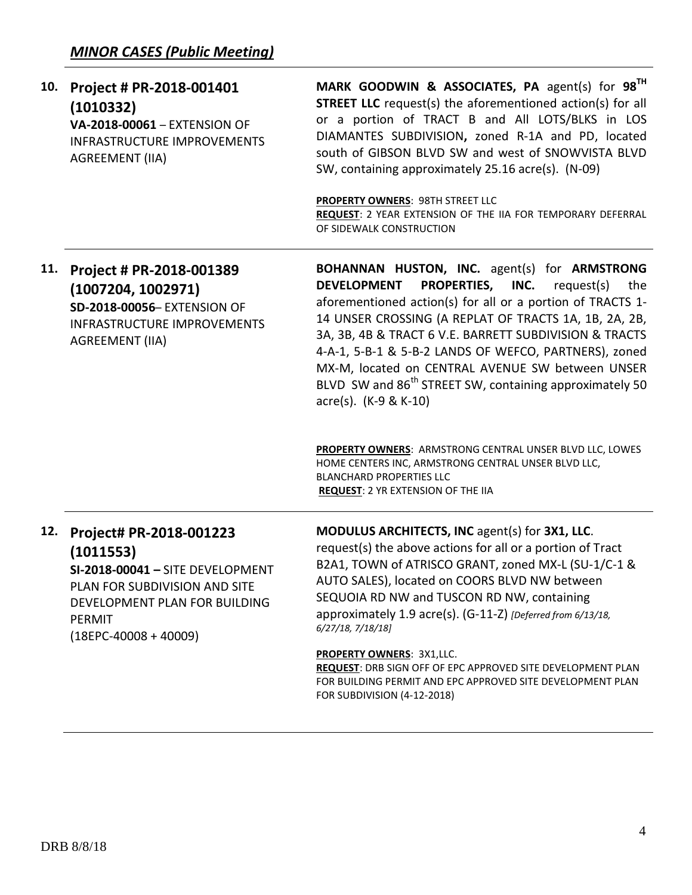## *MINOR CASES (Public Meeting)*

**10. Project # PR-2018-001401 (1010332)**
**VA-2018-00061** – EXTENSION OF INFRASTRUCTURE IMPROVEMENTS AGREEMENT (IIA)

**MARK GOODWIN & ASSOCIATES, PA** agent(s) for **98TH STREET LLC** request(s) the aforementioned action(s) for all or a portion of TRACT B and All LOTS/BLKS in LOS DIAMANTES SUBDIVISION**,** zoned R-1A and PD, located south of GIBSON BLVD SW and west of SNOWVISTA BLVD SW, containing approximately 25.16 acre(s). (N-09)

**PROPERTY OWNERS**: 98TH STREET LLC
**REQUEST**: 2 YEAR EXTENSION OF THE IIA FOR TEMPORARY DEFERRAL OF SIDEWALK CONSTRUCTION

---

**11. Project # PR-2018-001389 (1007204, 1002971)**
**SD-2018-00056**– EXTENSION OF INFRASTRUCTURE IMPROVEMENTS AGREEMENT (IIA)

**BOHANNAN HUSTON, INC.** agent(s) for **ARMSTRONG DEVELOPMENT PROPERTIES, INC.** request(s) the aforementioned action(s) for all or a portion of TRACTS 1-14 UNSER CROSSING (A REPLAT OF TRACTS 1A, 1B, 2A, 2B, 3A, 3B, 4B & TRACT 6 V.E. BARRETT SUBDIVISION & TRACTS 4-A-1, 5-B-1 & 5-B-2 LANDS OF WEFCO, PARTNERS), zoned MX-M, located on CENTRAL AVENUE SW between UNSER BLVD SW and 86th STREET SW, containing approximately 50 acre(s). (K-9 & K-10)

**PROPERTY OWNERS**: ARMSTRONG CENTRAL UNSER BLVD LLC, LOWES HOME CENTERS INC, ARMSTRONG CENTRAL UNSER BLVD LLC, BLANCHARD PROPERTIES LLC
**REQUEST**: 2 YR EXTENSION OF THE IIA

---

**12. Project# PR-2018-001223 (1011553)**
**SI-2018-00041 –** SITE DEVELOPMENT PLAN FOR SUBDIVISION AND SITE DEVELOPMENT PLAN FOR BUILDING PERMIT
(18EPC-40008 + 40009)

**MODULUS ARCHITECTS, INC** agent(s) for **3X1, LLC**. request(s) the above actions for all or a portion of Tract B2A1, TOWN of ATRISCO GRANT, zoned MX-L (SU-1/C-1 & AUTO SALES), located on COORS BLVD NW between SEQUOIA RD NW and TUSCON RD NW, containing approximately 1.9 acre(s). (G-11-Z) *[Deferred from 6/13/18, 6/27/18, 7/18/18]*

**PROPERTY OWNERS**: 3X1,LLC.
**REQUEST**: DRB SIGN OFF OF EPC APPROVED SITE DEVELOPMENT PLAN FOR BUILDING PERMIT AND EPC APPROVED SITE DEVELOPMENT PLAN FOR SUBDIVISION (4-12-2018)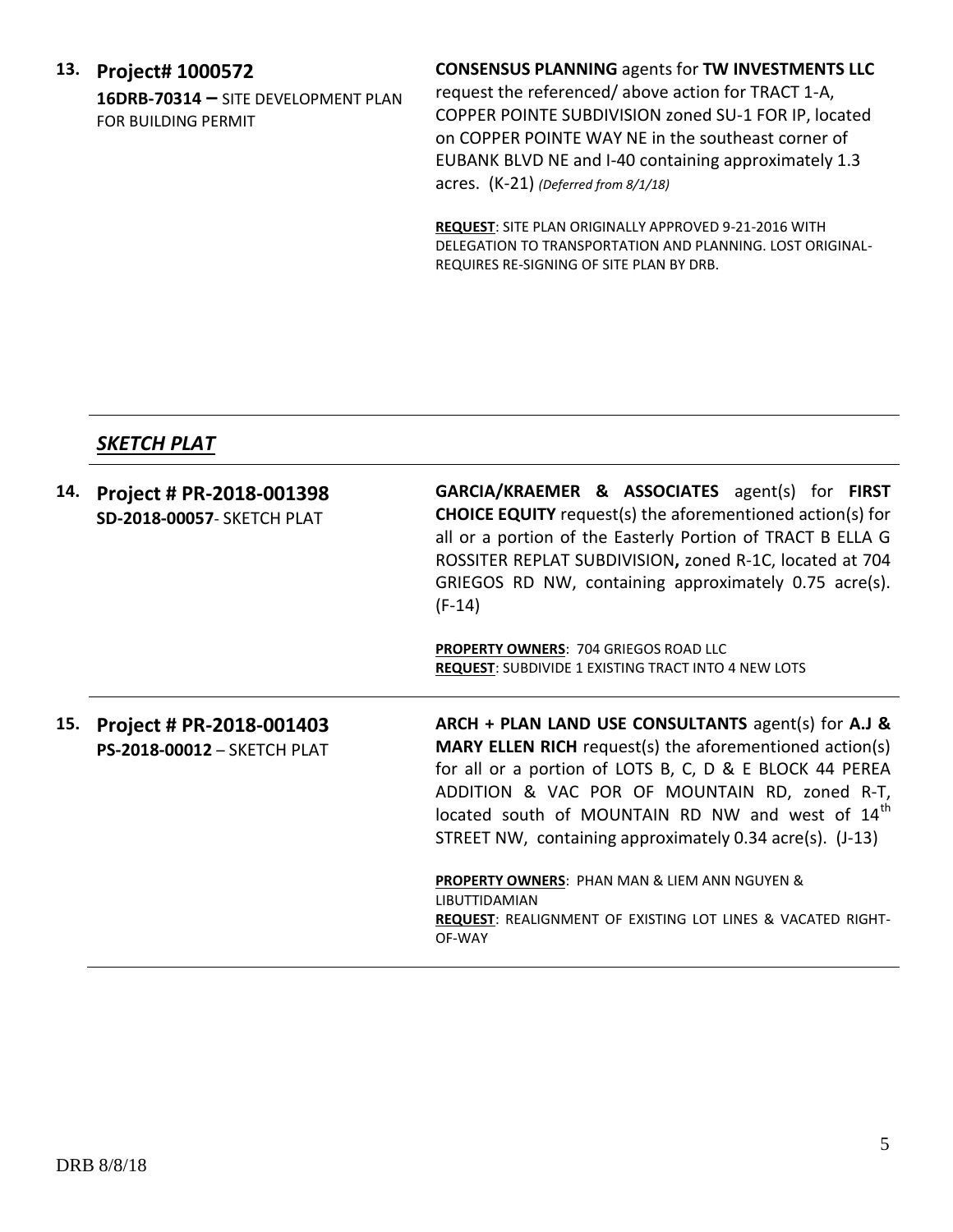**13. Project# 1000572**
**16DRB-70314 –** SITE DEVELOPMENT PLAN FOR BUILDING PERMIT

**CONSENSUS PLANNING** agents for **TW INVESTMENTS LLC** request the referenced/ above action for TRACT 1-A, COPPER POINTE SUBDIVISION zoned SU-1 FOR IP, located on COPPER POINTE WAY NE in the southeast corner of EUBANK BLVD NE and I-40 containing approximately 1.3 acres. (K-21) *(Deferred from 8/1/18)*

**REQUEST**: SITE PLAN ORIGINALLY APPROVED 9-21-2016 WITH DELEGATION TO TRANSPORTATION AND PLANNING. LOST ORIGINAL-REQUIRES RE-SIGNING OF SITE PLAN BY DRB.

---

## ***SKETCH PLAT***

---

**14. Project # PR-2018-001398**
**SD-2018-00057**- SKETCH PLAT

**GARCIA/KRAEMER & ASSOCIATES** agent(s) for **FIRST CHOICE EQUITY** request(s) the aforementioned action(s) for all or a portion of the Easterly Portion of TRACT B ELLA G ROSSITER REPLAT SUBDIVISION**,** zoned R-1C, located at 704 GRIEGOS RD NW, containing approximately 0.75 acre(s). (F-14)

**PROPERTY OWNERS**: 704 GRIEGOS ROAD LLC
**REQUEST**: SUBDIVIDE 1 EXISTING TRACT INTO 4 NEW LOTS

---

**15. Project # PR-2018-001403**
**PS-2018-00012** – SKETCH PLAT

**ARCH + PLAN LAND USE CONSULTANTS** agent(s) for **A.J & MARY ELLEN RICH** request(s) the aforementioned action(s) for all or a portion of LOTS B, C, D & E BLOCK 44 PEREA ADDITION & VAC POR OF MOUNTAIN RD, zoned R-T, located south of MOUNTAIN RD NW and west of 14th STREET NW, containing approximately 0.34 acre(s). (J-13)

**PROPERTY OWNERS**: PHAN MAN & LIEM ANN NGUYEN & LIBUTTIDAMIAN
**REQUEST**: REALIGNMENT OF EXISTING LOT LINES & VACATED RIGHT-OF-WAY

---

DRB 8/8/18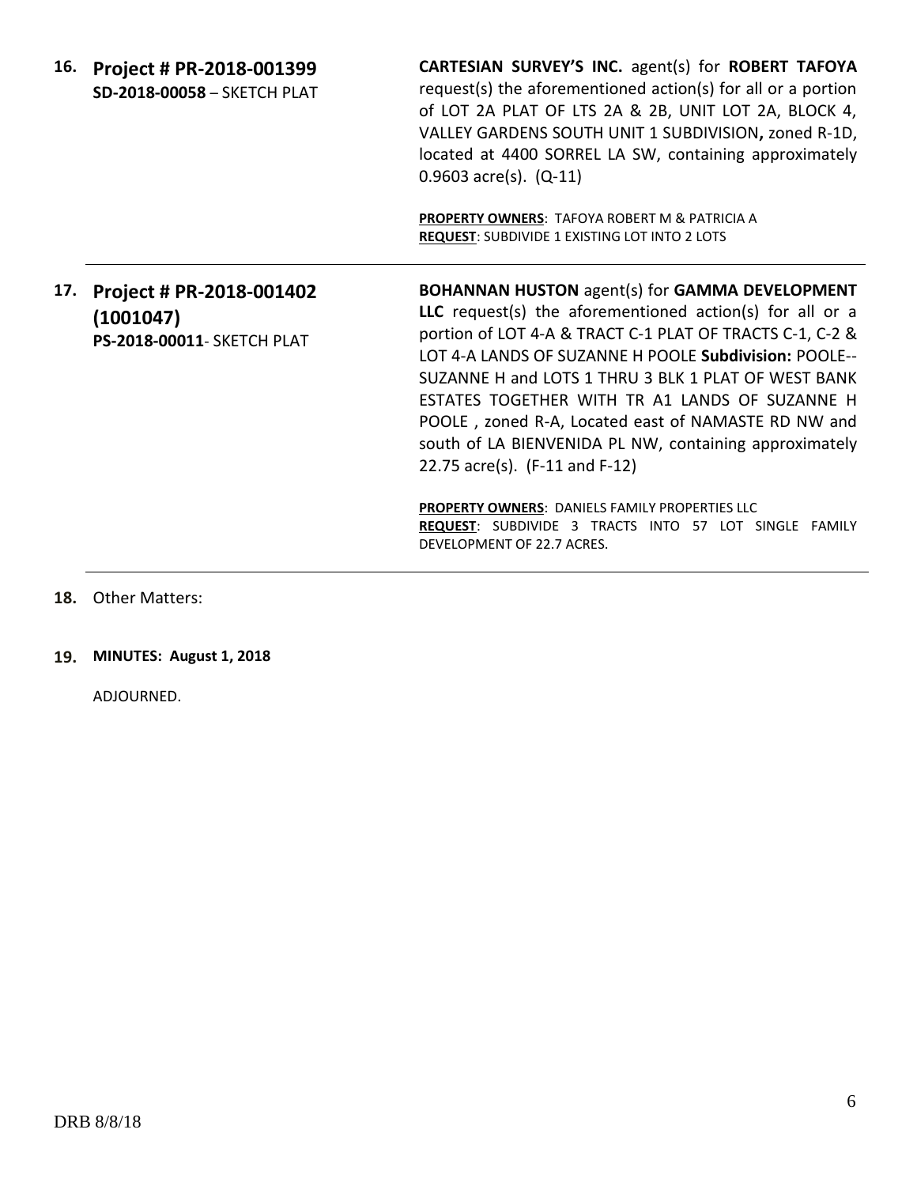**16. Project # PR-2018-001399**
**SD-2018-00058** – SKETCH PLAT

**CARTESIAN SURVEY'S INC.** agent(s) for **ROBERT TAFOYA** request(s) the aforementioned action(s) for all or a portion of LOT 2A PLAT OF LTS 2A & 2B, UNIT LOT 2A, BLOCK 4, VALLEY GARDENS SOUTH UNIT 1 SUBDIVISION**,** zoned R-1D, located at 4400 SORREL LA SW, containing approximately 0.9603 acre(s). (Q-11)

**PROPERTY OWNERS**: TAFOYA ROBERT M & PATRICIA A
**REQUEST**: SUBDIVIDE 1 EXISTING LOT INTO 2 LOTS

---

**17. Project # PR-2018-001402 (1001047)**
**PS-2018-00011**- SKETCH PLAT

**BOHANNAN HUSTON** agent(s) for **GAMMA DEVELOPMENT LLC** request(s) the aforementioned action(s) for all or a portion of LOT 4-A & TRACT C-1 PLAT OF TRACTS C-1, C-2 & LOT 4-A LANDS OF SUZANNE H POOLE **Subdivision:** POOLE--SUZANNE H and LOTS 1 THRU 3 BLK 1 PLAT OF WEST BANK ESTATES TOGETHER WITH TR A1 LANDS OF SUZANNE H POOLE , zoned R-A, Located east of NAMASTE RD NW and south of LA BIENVENIDA PL NW, containing approximately 22.75 acre(s). (F-11 and F-12)

**PROPERTY OWNERS**: DANIELS FAMILY PROPERTIES LLC
**REQUEST**: SUBDIVIDE 3 TRACTS INTO 57 LOT SINGLE FAMILY DEVELOPMENT OF 22.7 ACRES.

---

**18.** Other Matters:

**19. MINUTES: August 1, 2018**

ADJOURNED.

DRB 8/8/18